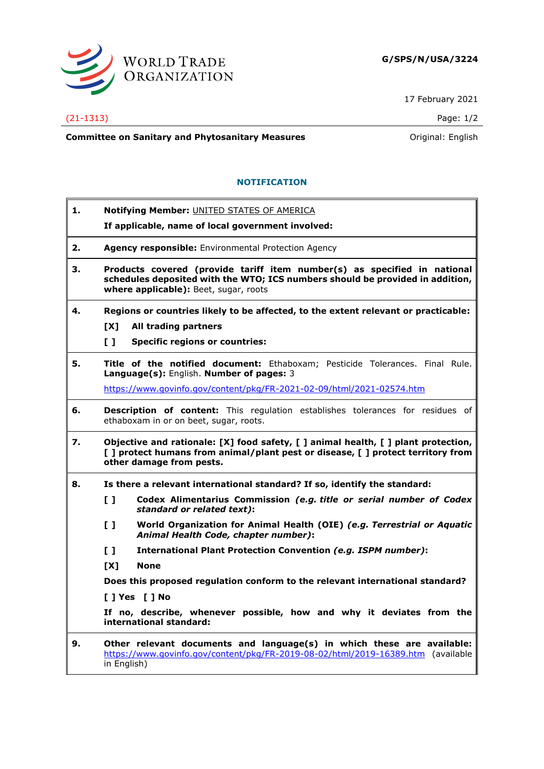WORLD TRADE ORGANIZATION

**G/SPS/N/USA/3224**

17 February 2021

(21-1313)

**Committee on Sanitary and Phytosanitary Measures**

Original: English

## NOTIFICATION

**1. Notifying Member:** UNITED STATES OF AMERICA

**If applicable, name of local government involved:**

**2. Agency responsible:** Environmental Protection Agency

**3. Products covered (provide tariff item number(s) as specified in national schedules deposited with the WTO; ICS numbers should be provided in addition, where applicable):** Beet, sugar, roots

**4. Regions or countries likely to be affected, to the extent relevant or practicable:**

**[X] All trading partners**

**[ ] Specific regions or countries:**

**5. Title of the notified document:** Ethaboxam; Pesticide Tolerances. Final Rule. **Language(s):** English. **Number of pages:** 3

https://www.govinfo.gov/content/pkg/FR-2021-02-09/html/2021-02574.htm

**6. Description of content:** This regulation establishes tolerances for residues of ethaboxam in or on beet, sugar, roots.

**7. Objective and rationale: [X] food safety, [ ] animal health, [ ] plant protection, [ ] protect humans from animal/plant pest or disease, [ ] protect territory from other damage from pests.**

**8. Is there a relevant international standard? If so, identify the standard:**

**[ ] Codex Alimentarius Commission *(e.g. title or serial number of Codex standard or related text)*:**

**[ ] World Organization for Animal Health (OIE) *(e.g. Terrestrial or Aquatic Animal Health Code, chapter number)*:**

**[ ] International Plant Protection Convention *(e.g. ISPM number)*:**

**[X] None**

**Does this proposed regulation conform to the relevant international standard?**

**[ ] Yes [ ] No**

**If no, describe, whenever possible, how and why it deviates from the international standard:**

**9. Other relevant documents and language(s) in which these are available:** https://www.govinfo.gov/content/pkg/FR-2019-08-02/html/2019-16389.htm (available in English)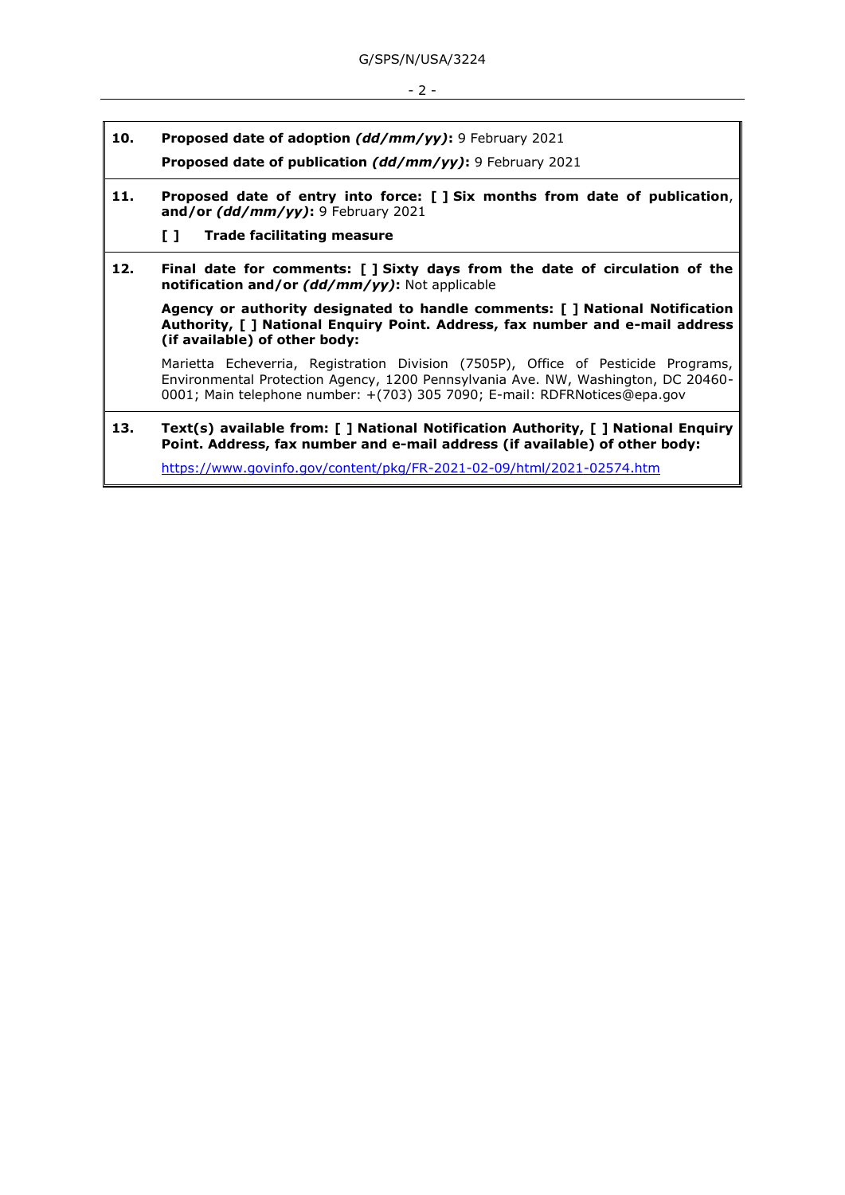**10.** **Proposed date of adoption *(dd/mm/yy)*:** 9 February 2021

**Proposed date of publication *(dd/mm/yy)*:** 9 February 2021

**11.** **Proposed date of entry into force: [ ] Six months from date of publication**, **and/or *(dd/mm/yy)*:** 9 February 2021

**[ ] Trade facilitating measure**

**12.** **Final date for comments: [ ] Sixty days from the date of circulation of the notification and/or *(dd/mm/yy)*:** Not applicable

**Agency or authority designated to handle comments: [ ] National Notification Authority, [ ] National Enquiry Point. Address, fax number and e-mail address (if available) of other body:**

Marietta Echeverria, Registration Division (7505P), Office of Pesticide Programs, Environmental Protection Agency, 1200 Pennsylvania Ave. NW, Washington, DC 20460-0001; Main telephone number: +(703) 305 7090; E-mail: RDFRNotices@epa.gov

**13.** **Text(s) available from: [ ] National Notification Authority, [ ] National Enquiry Point. Address, fax number and e-mail address (if available) of other body:**

https://www.govinfo.gov/content/pkg/FR-2021-02-09/html/2021-02574.htm